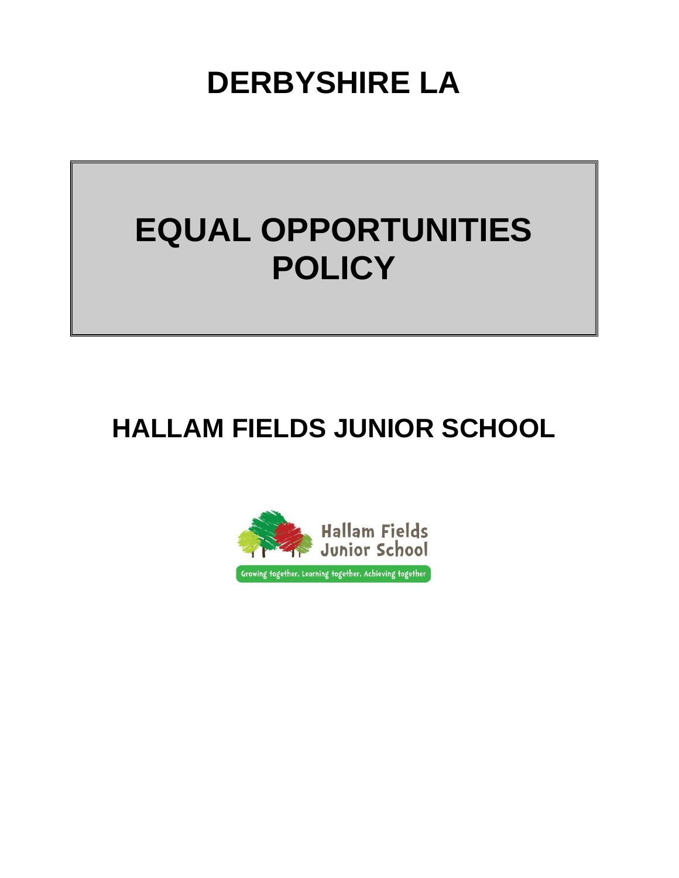# DERBYSHIRE LA

# EQUAL OPPORTUNITIES POLICY

## HALLAM FIELDS JUNIOR SCHOOL

Hallam Fields Junior School

Growing together, Learning together, Achieving together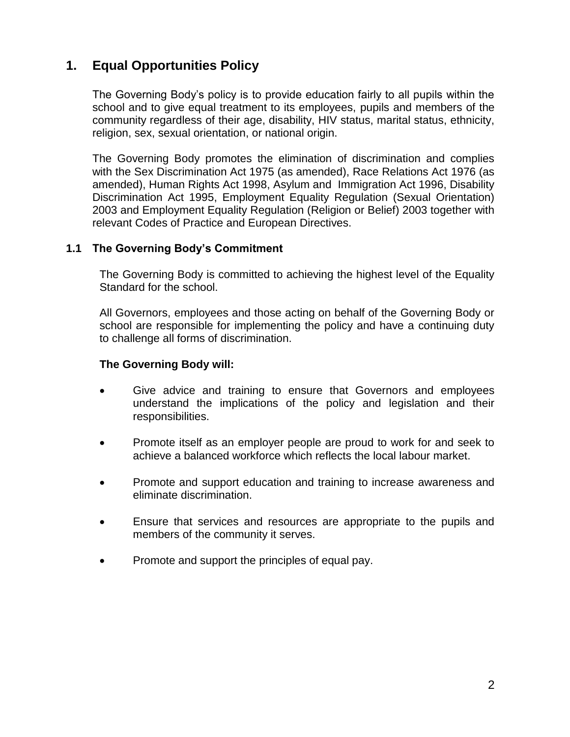# 1. Equal Opportunities Policy

The Governing Body's policy is to provide education fairly to all pupils within the school and to give equal treatment to its employees, pupils and members of the community regardless of their age, disability, HIV status, marital status, ethnicity, religion, sex, sexual orientation, or national origin.

The Governing Body promotes the elimination of discrimination and complies with the Sex Discrimination Act 1975 (as amended), Race Relations Act 1976 (as amended), Human Rights Act 1998, Asylum and Immigration Act 1996, Disability Discrimination Act 1995, Employment Equality Regulation (Sexual Orientation) 2003 and Employment Equality Regulation (Religion or Belief) 2003 together with relevant Codes of Practice and European Directives.

## 1.1 The Governing Body's Commitment

The Governing Body is committed to achieving the highest level of the Equality Standard for the school.

All Governors, employees and those acting on behalf of the Governing Body or school are responsible for implementing the policy and have a continuing duty to challenge all forms of discrimination.

**The Governing Body will:**

- Give advice and training to ensure that Governors and employees understand the implications of the policy and legislation and their responsibilities.
- Promote itself as an employer people are proud to work for and seek to achieve a balanced workforce which reflects the local labour market.
- Promote and support education and training to increase awareness and eliminate discrimination.
- Ensure that services and resources are appropriate to the pupils and members of the community it serves.
- Promote and support the principles of equal pay.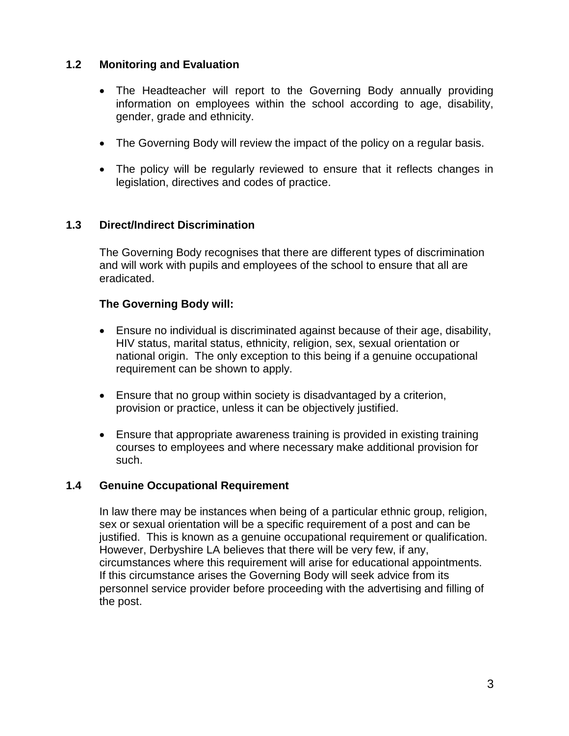### 1.2 Monitoring and Evaluation

- The Headteacher will report to the Governing Body annually providing information on employees within the school according to age, disability, gender, grade and ethnicity.
- The Governing Body will review the impact of the policy on a regular basis.
- The policy will be regularly reviewed to ensure that it reflects changes in legislation, directives and codes of practice.

### 1.3 Direct/Indirect Discrimination

The Governing Body recognises that there are different types of discrimination and will work with pupils and employees of the school to ensure that all are eradicated.

**The Governing Body will:**

- Ensure no individual is discriminated against because of their age, disability, HIV status, marital status, ethnicity, religion, sex, sexual orientation or national origin. The only exception to this being if a genuine occupational requirement can be shown to apply.
- Ensure that no group within society is disadvantaged by a criterion, provision or practice, unless it can be objectively justified.
- Ensure that appropriate awareness training is provided in existing training courses to employees and where necessary make additional provision for such.

### 1.4 Genuine Occupational Requirement

In law there may be instances when being of a particular ethnic group, religion, sex or sexual orientation will be a specific requirement of a post and can be justified. This is known as a genuine occupational requirement or qualification. However, Derbyshire LA believes that there will be very few, if any, circumstances where this requirement will arise for educational appointments. If this circumstance arises the Governing Body will seek advice from its personnel service provider before proceeding with the advertising and filling of the post.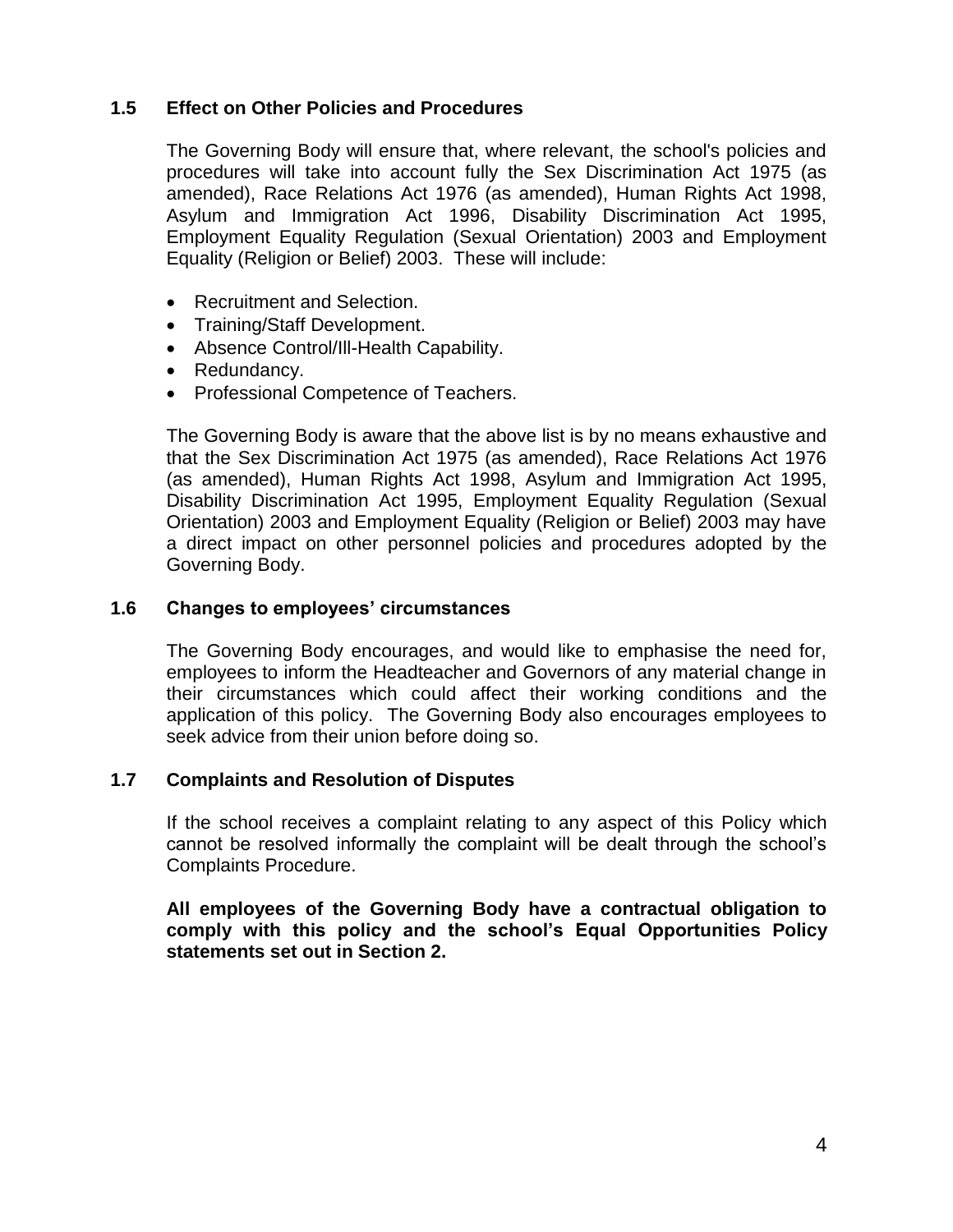### 1.5 Effect on Other Policies and Procedures

The Governing Body will ensure that, where relevant, the school's policies and procedures will take into account fully the Sex Discrimination Act 1975 (as amended), Race Relations Act 1976 (as amended), Human Rights Act 1998, Asylum and Immigration Act 1996, Disability Discrimination Act 1995, Employment Equality Regulation (Sexual Orientation) 2003 and Employment Equality (Religion or Belief) 2003. These will include:

- Recruitment and Selection.
- Training/Staff Development.
- Absence Control/Ill-Health Capability.
- Redundancy.
- Professional Competence of Teachers.

The Governing Body is aware that the above list is by no means exhaustive and that the Sex Discrimination Act 1975 (as amended), Race Relations Act 1976 (as amended), Human Rights Act 1998, Asylum and Immigration Act 1995, Disability Discrimination Act 1995, Employment Equality Regulation (Sexual Orientation) 2003 and Employment Equality (Religion or Belief) 2003 may have a direct impact on other personnel policies and procedures adopted by the Governing Body.

### 1.6 Changes to employees' circumstances

The Governing Body encourages, and would like to emphasise the need for, employees to inform the Headteacher and Governors of any material change in their circumstances which could affect their working conditions and the application of this policy. The Governing Body also encourages employees to seek advice from their union before doing so.

### 1.7 Complaints and Resolution of Disputes

If the school receives a complaint relating to any aspect of this Policy which cannot be resolved informally the complaint will be dealt through the school's Complaints Procedure.

**All employees of the Governing Body have a contractual obligation to comply with this policy and the school's Equal Opportunities Policy statements set out in Section 2.**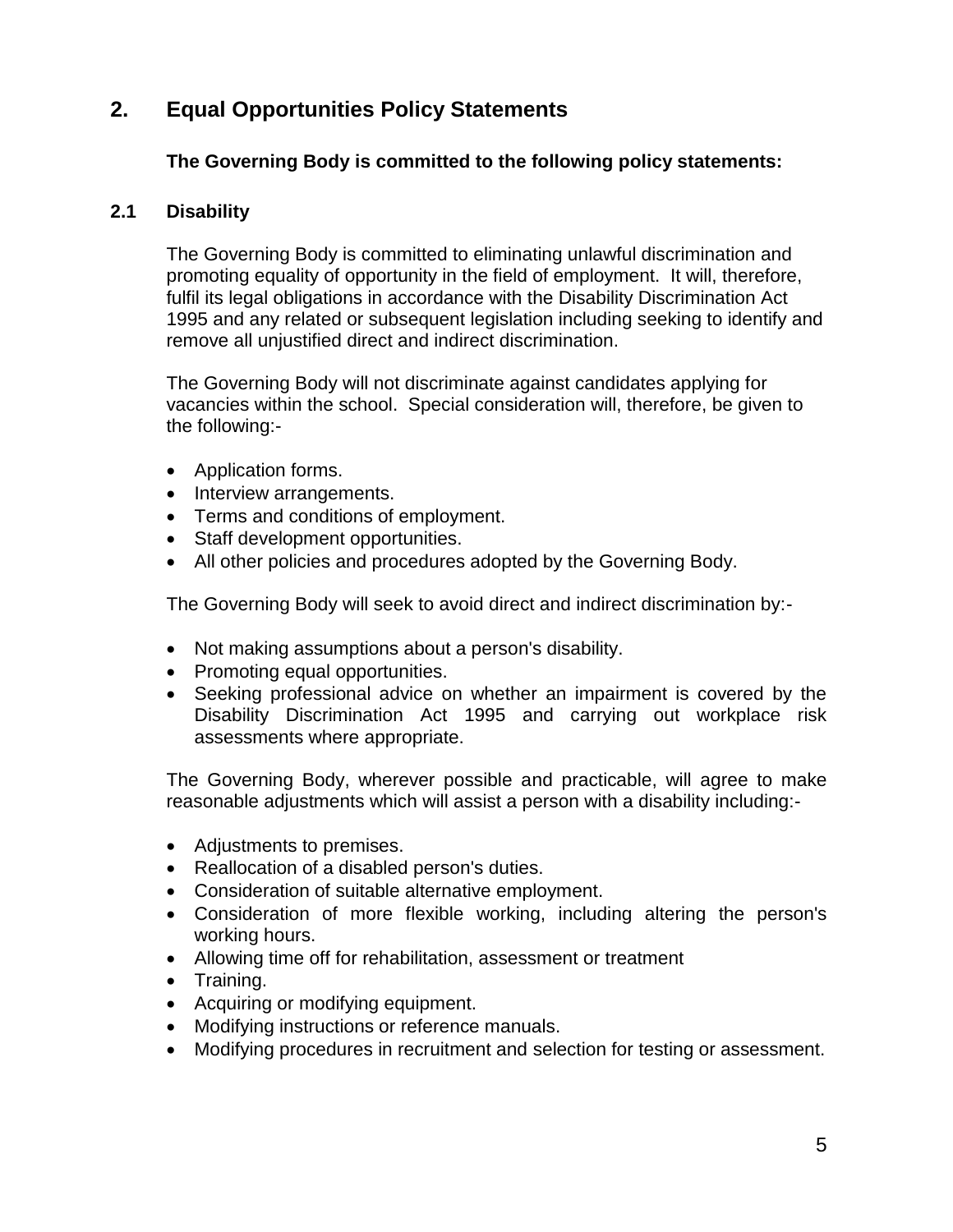## 2. Equal Opportunities Policy Statements

**The Governing Body is committed to the following policy statements:**

### 2.1 Disability

The Governing Body is committed to eliminating unlawful discrimination and promoting equality of opportunity in the field of employment. It will, therefore, fulfil its legal obligations in accordance with the Disability Discrimination Act 1995 and any related or subsequent legislation including seeking to identify and remove all unjustified direct and indirect discrimination.

The Governing Body will not discriminate against candidates applying for vacancies within the school. Special consideration will, therefore, be given to the following:-

- Application forms.
- Interview arrangements.
- Terms and conditions of employment.
- Staff development opportunities.
- All other policies and procedures adopted by the Governing Body.

The Governing Body will seek to avoid direct and indirect discrimination by:-

- Not making assumptions about a person's disability.
- Promoting equal opportunities.
- Seeking professional advice on whether an impairment is covered by the Disability Discrimination Act 1995 and carrying out workplace risk assessments where appropriate.

The Governing Body, wherever possible and practicable, will agree to make reasonable adjustments which will assist a person with a disability including:-

- Adjustments to premises.
- Reallocation of a disabled person's duties.
- Consideration of suitable alternative employment.
- Consideration of more flexible working, including altering the person's working hours.
- Allowing time off for rehabilitation, assessment or treatment
- Training.
- Acquiring or modifying equipment.
- Modifying instructions or reference manuals.
- Modifying procedures in recruitment and selection for testing or assessment.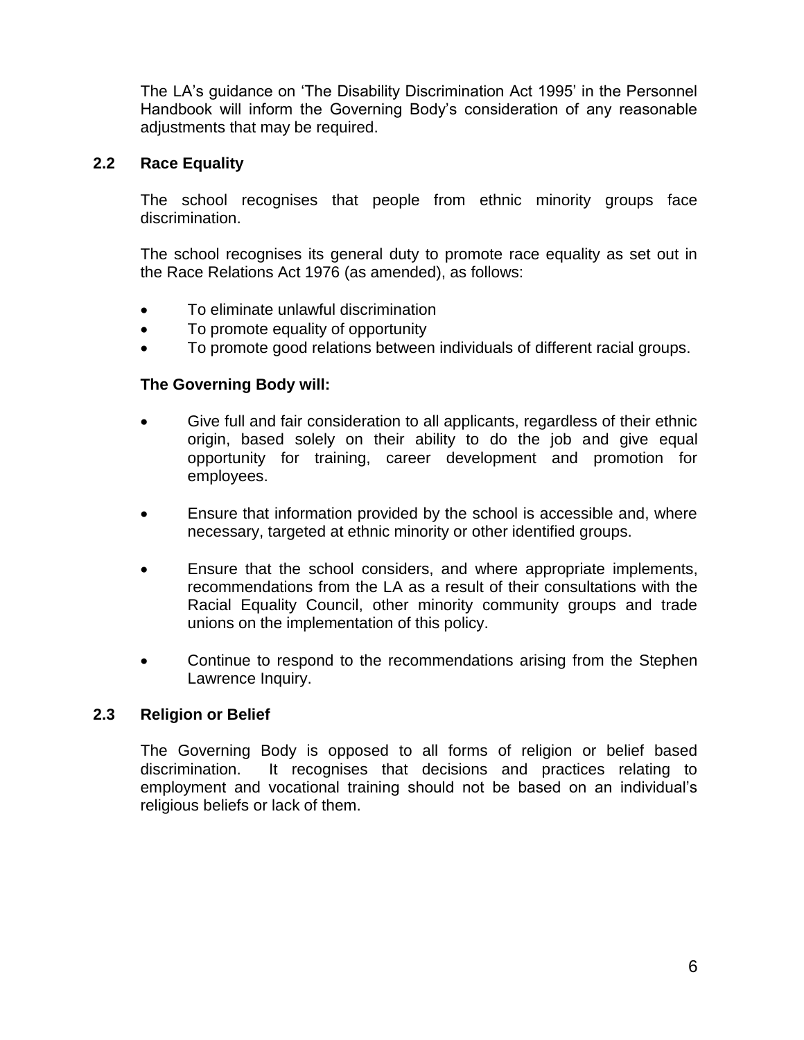The LA's guidance on 'The Disability Discrimination Act 1995' in the Personnel Handbook will inform the Governing Body's consideration of any reasonable adjustments that may be required.

### 2.2 Race Equality

The school recognises that people from ethnic minority groups face discrimination.

The school recognises its general duty to promote race equality as set out in the Race Relations Act 1976 (as amended), as follows:

- To eliminate unlawful discrimination
- To promote equality of opportunity
- To promote good relations between individuals of different racial groups.

**The Governing Body will:**

- Give full and fair consideration to all applicants, regardless of their ethnic origin, based solely on their ability to do the job and give equal opportunity for training, career development and promotion for employees.
- Ensure that information provided by the school is accessible and, where necessary, targeted at ethnic minority or other identified groups.
- Ensure that the school considers, and where appropriate implements, recommendations from the LA as a result of their consultations with the Racial Equality Council, other minority community groups and trade unions on the implementation of this policy.
- Continue to respond to the recommendations arising from the Stephen Lawrence Inquiry.

### 2.3 Religion or Belief

The Governing Body is opposed to all forms of religion or belief based discrimination. It recognises that decisions and practices relating to employment and vocational training should not be based on an individual's religious beliefs or lack of them.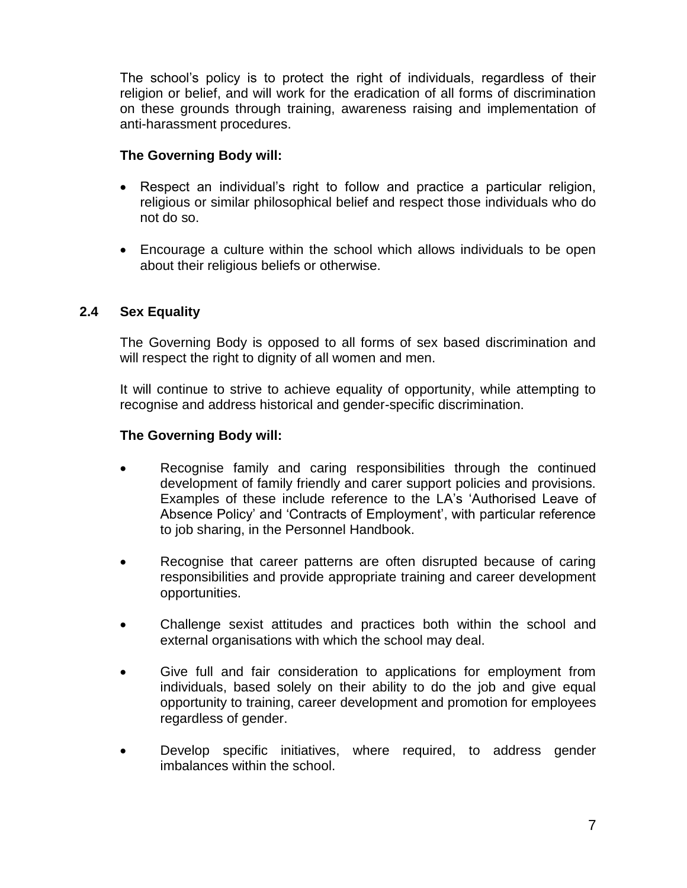The school's policy is to protect the right of individuals, regardless of their religion or belief, and will work for the eradication of all forms of discrimination on these grounds through training, awareness raising and implementation of anti-harassment procedures.

**The Governing Body will:**

- Respect an individual's right to follow and practice a particular religion, religious or similar philosophical belief and respect those individuals who do not do so.
- Encourage a culture within the school which allows individuals to be open about their religious beliefs or otherwise.

### 2.4 Sex Equality

The Governing Body is opposed to all forms of sex based discrimination and will respect the right to dignity of all women and men.

It will continue to strive to achieve equality of opportunity, while attempting to recognise and address historical and gender-specific discrimination.

**The Governing Body will:**

- Recognise family and caring responsibilities through the continued development of family friendly and carer support policies and provisions. Examples of these include reference to the LA's 'Authorised Leave of Absence Policy' and 'Contracts of Employment', with particular reference to job sharing, in the Personnel Handbook.
- Recognise that career patterns are often disrupted because of caring responsibilities and provide appropriate training and career development opportunities.
- Challenge sexist attitudes and practices both within the school and external organisations with which the school may deal.
- Give full and fair consideration to applications for employment from individuals, based solely on their ability to do the job and give equal opportunity to training, career development and promotion for employees regardless of gender.
- Develop specific initiatives, where required, to address gender imbalances within the school.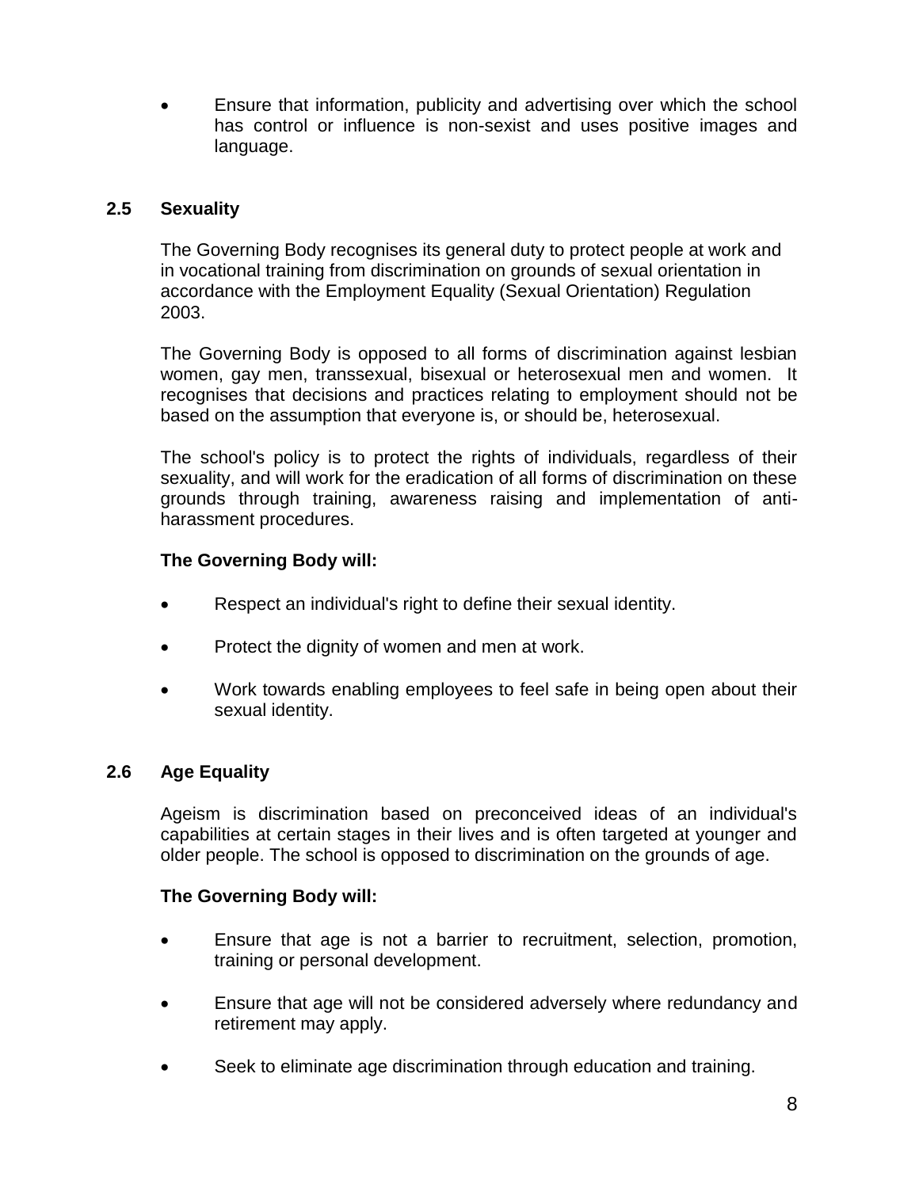- Ensure that information, publicity and advertising over which the school has control or influence is non-sexist and uses positive images and language.

### 2.5 Sexuality

The Governing Body recognises its general duty to protect people at work and in vocational training from discrimination on grounds of sexual orientation in accordance with the Employment Equality (Sexual Orientation) Regulation 2003.

The Governing Body is opposed to all forms of discrimination against lesbian women, gay men, transsexual, bisexual or heterosexual men and women. It recognises that decisions and practices relating to employment should not be based on the assumption that everyone is, or should be, heterosexual.

The school's policy is to protect the rights of individuals, regardless of their sexuality, and will work for the eradication of all forms of discrimination on these grounds through training, awareness raising and implementation of anti-harassment procedures.

**The Governing Body will:**

- Respect an individual's right to define their sexual identity.
- Protect the dignity of women and men at work.
- Work towards enabling employees to feel safe in being open about their sexual identity.

### 2.6 Age Equality

Ageism is discrimination based on preconceived ideas of an individual's capabilities at certain stages in their lives and is often targeted at younger and older people. The school is opposed to discrimination on the grounds of age.

**The Governing Body will:**

- Ensure that age is not a barrier to recruitment, selection, promotion, training or personal development.
- Ensure that age will not be considered adversely where redundancy and retirement may apply.
- Seek to eliminate age discrimination through education and training.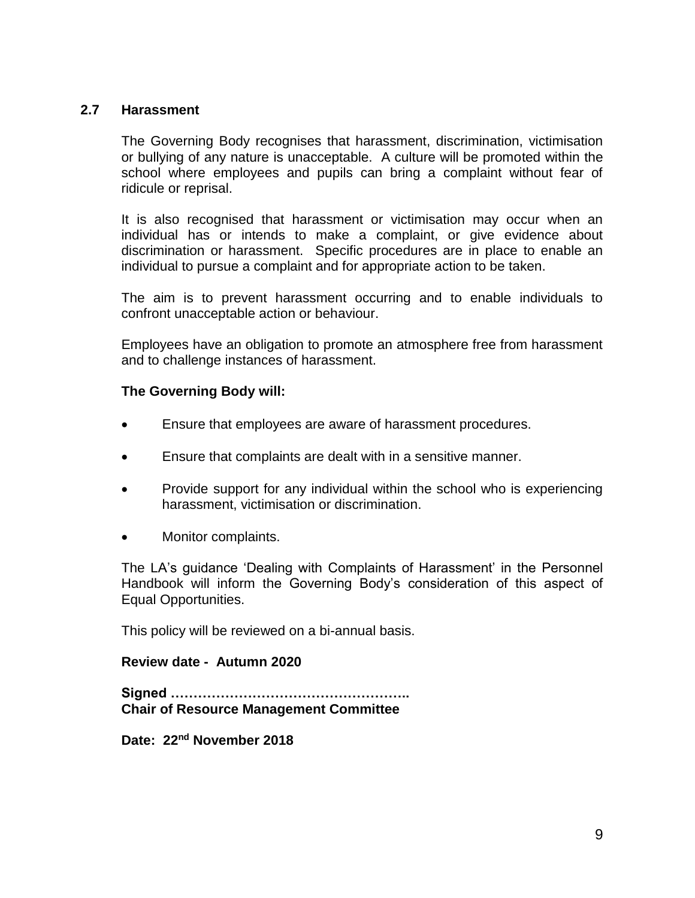### 2.7 Harassment

The Governing Body recognises that harassment, discrimination, victimisation or bullying of any nature is unacceptable. A culture will be promoted within the school where employees and pupils can bring a complaint without fear of ridicule or reprisal.

It is also recognised that harassment or victimisation may occur when an individual has or intends to make a complaint, or give evidence about discrimination or harassment. Specific procedures are in place to enable an individual to pursue a complaint and for appropriate action to be taken.

The aim is to prevent harassment occurring and to enable individuals to confront unacceptable action or behaviour.

Employees have an obligation to promote an atmosphere free from harassment and to challenge instances of harassment.

**The Governing Body will:**

- Ensure that employees are aware of harassment procedures.
- Ensure that complaints are dealt with in a sensitive manner.
- Provide support for any individual within the school who is experiencing harassment, victimisation or discrimination.
- Monitor complaints.

The LA's guidance 'Dealing with Complaints of Harassment' in the Personnel Handbook will inform the Governing Body's consideration of this aspect of Equal Opportunities.

This policy will be reviewed on a bi-annual basis.

**Review date - Autumn 2020**

**Signed ……………………………………………..**
**Chair of Resource Management Committee**

**Date: 22nd November 2018**